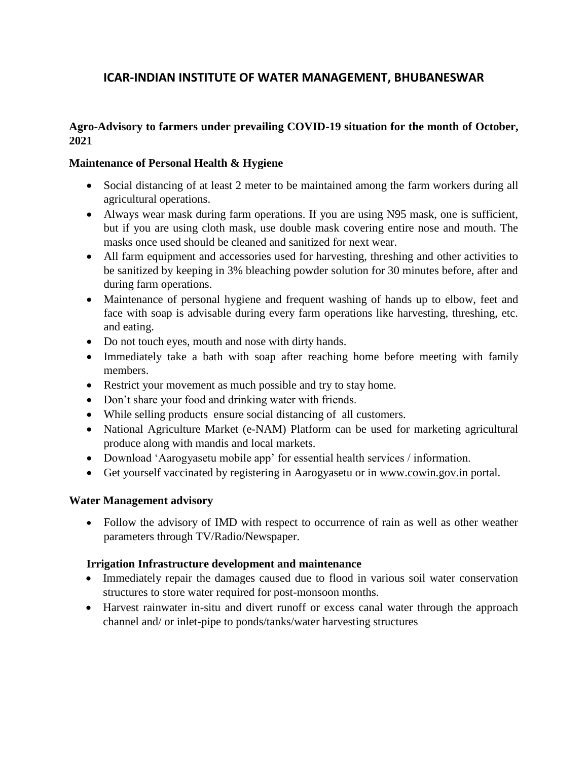# ICAR-INDIAN INSTITUTE OF WATER MANAGEMENT, BHUBANESWAR

**Agro-Advisory to farmers under prevailing COVID-19 situation for the month of October, 2021**

**Maintenance of Personal Health & Hygiene**

- Social distancing of at least 2 meter to be maintained among the farm workers during all agricultural operations.
- Always wear mask during farm operations. If you are using N95 mask, one is sufficient, but if you are using cloth mask, use double mask covering entire nose and mouth. The masks once used should be cleaned and sanitized for next wear.
- All farm equipment and accessories used for harvesting, threshing and other activities to be sanitized by keeping in 3% bleaching powder solution for 30 minutes before, after and during farm operations.
- Maintenance of personal hygiene and frequent washing of hands up to elbow, feet and face with soap is advisable during every farm operations like harvesting, threshing, etc. and eating.
- Do not touch eyes, mouth and nose with dirty hands.
- Immediately take a bath with soap after reaching home before meeting with family members.
- Restrict your movement as much possible and try to stay home.
- Don't share your food and drinking water with friends.
- While selling products ensure social distancing of all customers.
- National Agriculture Market (e-NAM) Platform can be used for marketing agricultural produce along with mandis and local markets.
- Download 'Aarogyasetu mobile app' for essential health services / information.
- Get yourself vaccinated by registering in Aarogyasetu or in www.cowin.gov.in portal.

**Water Management advisory**

- Follow the advisory of IMD with respect to occurrence of rain as well as other weather parameters through TV/Radio/Newspaper.

**Irrigation Infrastructure development and maintenance**

- Immediately repair the damages caused due to flood in various soil water conservation structures to store water required for post-monsoon months.
- Harvest rainwater in-situ and divert runoff or excess canal water through the approach channel and/ or inlet-pipe to ponds/tanks/water harvesting structures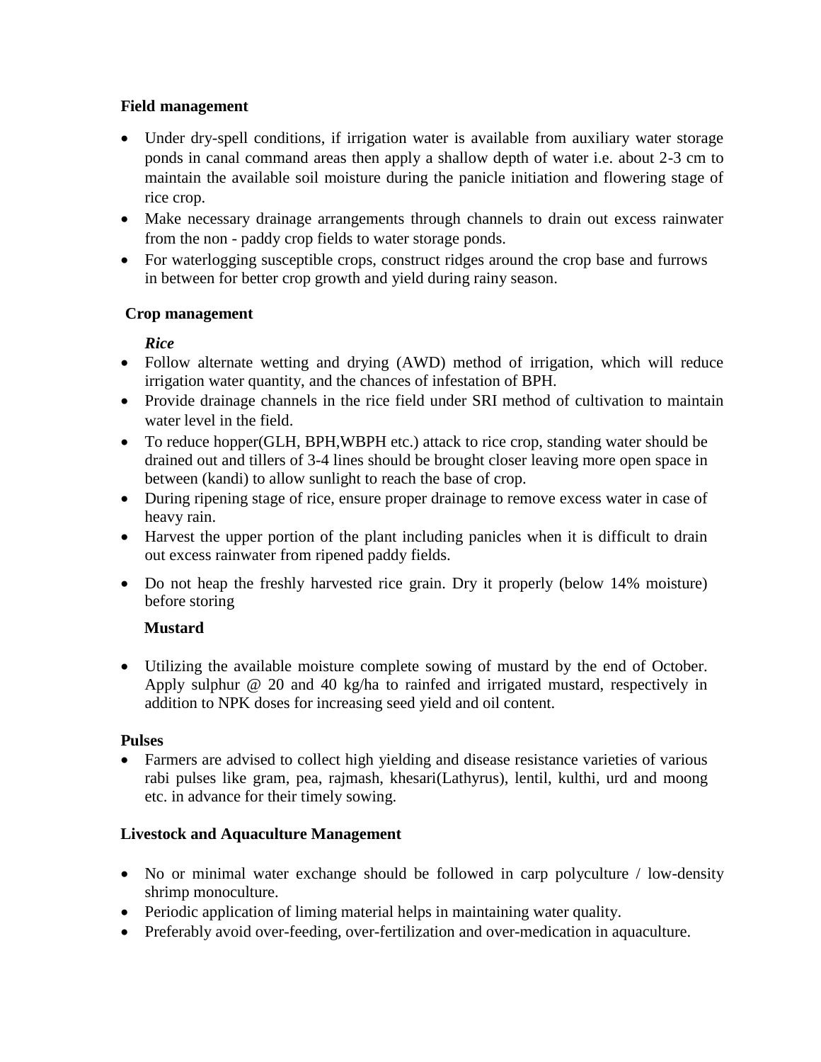**Field management**

- Under dry-spell conditions, if irrigation water is available from auxiliary water storage ponds in canal command areas then apply a shallow depth of water i.e. about 2-3 cm to maintain the available soil moisture during the panicle initiation and flowering stage of rice crop.
- Make necessary drainage arrangements through channels to drain out excess rainwater from the non - paddy crop fields to water storage ponds.
- For waterlogging susceptible crops, construct ridges around the crop base and furrows in between for better crop growth and yield during rainy season.

**Crop management**

***Rice***

- Follow alternate wetting and drying (AWD) method of irrigation, which will reduce irrigation water quantity, and the chances of infestation of BPH.
- Provide drainage channels in the rice field under SRI method of cultivation to maintain water level in the field.
- To reduce hopper(GLH, BPH,WBPH etc.) attack to rice crop, standing water should be drained out and tillers of 3-4 lines should be brought closer leaving more open space in between (kandi) to allow sunlight to reach the base of crop.
- During ripening stage of rice, ensure proper drainage to remove excess water in case of heavy rain.
- Harvest the upper portion of the plant including panicles when it is difficult to drain out excess rainwater from ripened paddy fields.
- Do not heap the freshly harvested rice grain. Dry it properly (below 14% moisture) before storing

**Mustard**

- Utilizing the available moisture complete sowing of mustard by the end of October. Apply sulphur @ 20 and 40 kg/ha to rainfed and irrigated mustard, respectively in addition to NPK doses for increasing seed yield and oil content.

**Pulses**

- Farmers are advised to collect high yielding and disease resistance varieties of various rabi pulses like gram, pea, rajmash, khesari(Lathyrus), lentil, kulthi, urd and moong etc. in advance for their timely sowing.

**Livestock and Aquaculture Management**

- No or minimal water exchange should be followed in carp polyculture / low-density shrimp monoculture.
- Periodic application of liming material helps in maintaining water quality.
- Preferably avoid over-feeding, over-fertilization and over-medication in aquaculture.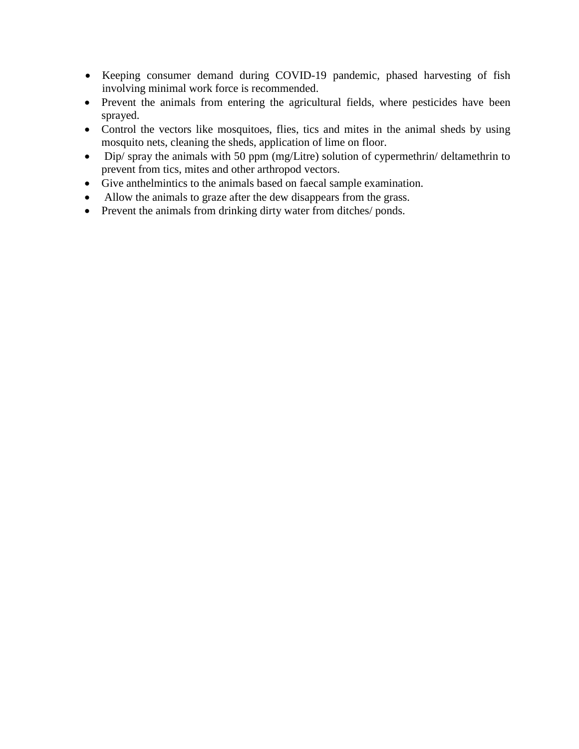- Keeping consumer demand during COVID-19 pandemic, phased harvesting of fish involving minimal work force is recommended.
- Prevent the animals from entering the agricultural fields, where pesticides have been sprayed.
- Control the vectors like mosquitoes, flies, tics and mites in the animal sheds by using mosquito nets, cleaning the sheds, application of lime on floor.
- Dip/ spray the animals with 50 ppm (mg/Litre) solution of cypermethrin/ deltamethrin to prevent from tics, mites and other arthropod vectors.
- Give anthelmintics to the animals based on faecal sample examination.
- Allow the animals to graze after the dew disappears from the grass.
- Prevent the animals from drinking dirty water from ditches/ ponds.